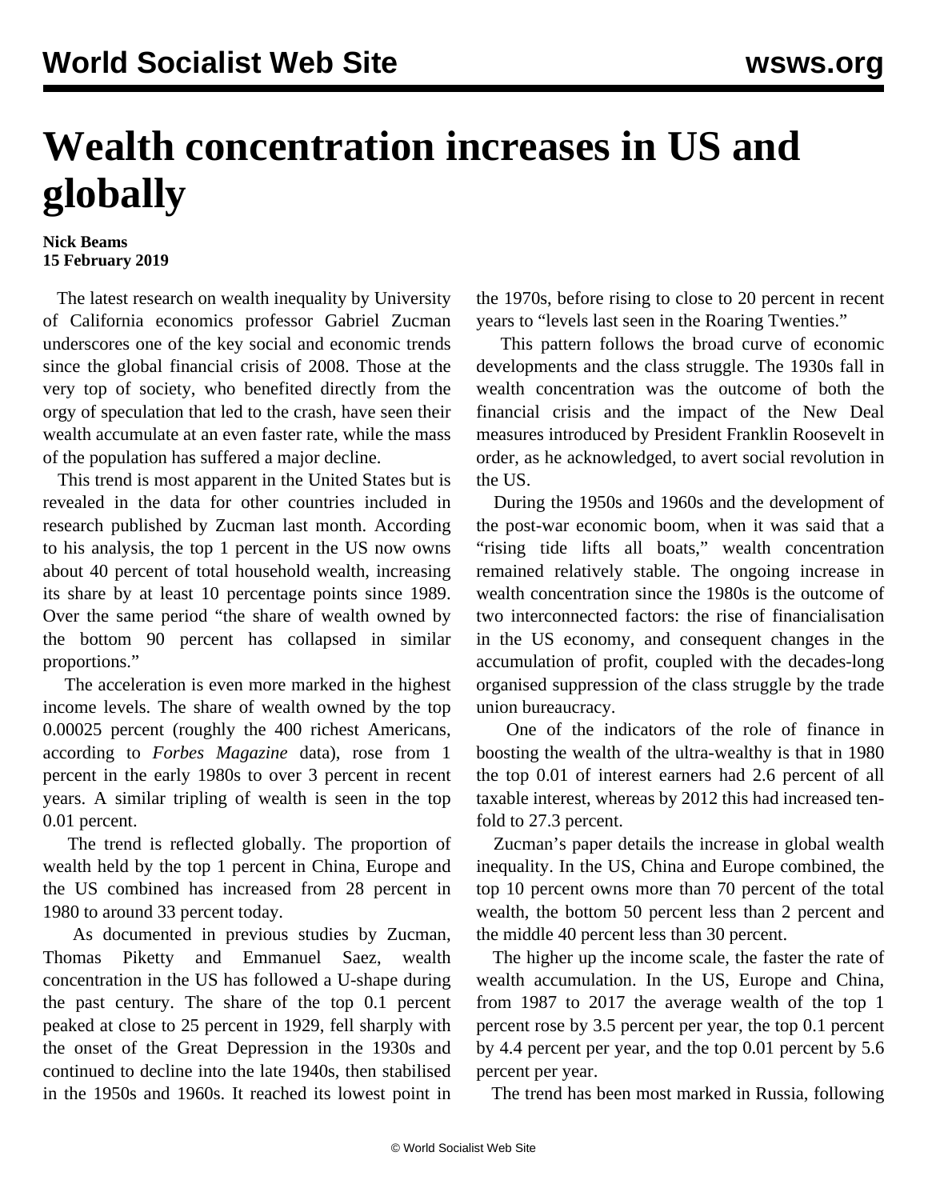# Wealth concentration increases in US and globally

**Nick Beams**
**15 February 2019**

The latest research on wealth inequality by University of California economics professor Gabriel Zucman underscores one of the key social and economic trends since the global financial crisis of 2008. Those at the very top of society, who benefited directly from the orgy of speculation that led to the crash, have seen their wealth accumulate at an even faster rate, while the mass of the population has suffered a major decline.

This trend is most apparent in the United States but is revealed in the data for other countries included in research published by Zucman last month. According to his analysis, the top 1 percent in the US now owns about 40 percent of total household wealth, increasing its share by at least 10 percentage points since 1989. Over the same period "the share of wealth owned by the bottom 90 percent has collapsed in similar proportions."

The acceleration is even more marked in the highest income levels. The share of wealth owned by the top 0.00025 percent (roughly the 400 richest Americans, according to *Forbes Magazine* data), rose from 1 percent in the early 1980s to over 3 percent in recent years. A similar tripling of wealth is seen in the top 0.01 percent.

The trend is reflected globally. The proportion of wealth held by the top 1 percent in China, Europe and the US combined has increased from 28 percent in 1980 to around 33 percent today.

As documented in previous studies by Zucman, Thomas Piketty and Emmanuel Saez, wealth concentration in the US has followed a U-shape during the past century. The share of the top 0.1 percent peaked at close to 25 percent in 1929, fell sharply with the onset of the Great Depression in the 1930s and continued to decline into the late 1940s, then stabilised in the 1950s and 1960s. It reached its lowest point in the 1970s, before rising to close to 20 percent in recent years to "levels last seen in the Roaring Twenties."

This pattern follows the broad curve of economic developments and the class struggle. The 1930s fall in wealth concentration was the outcome of both the financial crisis and the impact of the New Deal measures introduced by President Franklin Roosevelt in order, as he acknowledged, to avert social revolution in the US.

During the 1950s and 1960s and the development of the post-war economic boom, when it was said that a "rising tide lifts all boats," wealth concentration remained relatively stable. The ongoing increase in wealth concentration since the 1980s is the outcome of two interconnected factors: the rise of financialisation in the US economy, and consequent changes in the accumulation of profit, coupled with the decades-long organised suppression of the class struggle by the trade union bureaucracy.

One of the indicators of the role of finance in boosting the wealth of the ultra-wealthy is that in 1980 the top 0.01 of interest earners had 2.6 percent of all taxable interest, whereas by 2012 this had increased ten-fold to 27.3 percent.

Zucman's paper details the increase in global wealth inequality. In the US, China and Europe combined, the top 10 percent owns more than 70 percent of the total wealth, the bottom 50 percent less than 2 percent and the middle 40 percent less than 30 percent.

The higher up the income scale, the faster the rate of wealth accumulation. In the US, Europe and China, from 1987 to 2017 the average wealth of the top 1 percent rose by 3.5 percent per year, the top 0.1 percent by 4.4 percent per year, and the top 0.01 percent by 5.6 percent per year.

The trend has been most marked in Russia, following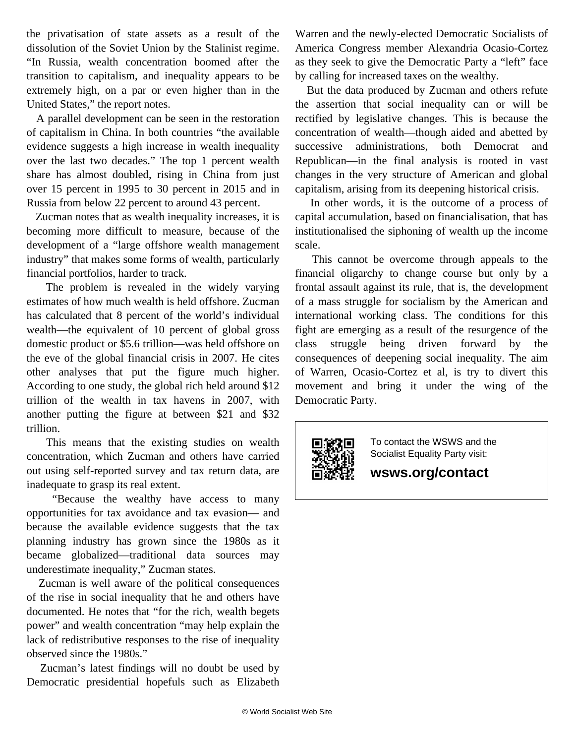the privatisation of state assets as a result of the dissolution of the Soviet Union by the Stalinist regime. "In Russia, wealth concentration boomed after the transition to capitalism, and inequality appears to be extremely high, on a par or even higher than in the United States," the report notes.

A parallel development can be seen in the restoration of capitalism in China. In both countries "the available evidence suggests a high increase in wealth inequality over the last two decades." The top 1 percent wealth share has almost doubled, rising in China from just over 15 percent in 1995 to 30 percent in 2015 and in Russia from below 22 percent to around 43 percent.

Zucman notes that as wealth inequality increases, it is becoming more difficult to measure, because of the development of a "large offshore wealth management industry" that makes some forms of wealth, particularly financial portfolios, harder to track.

The problem is revealed in the widely varying estimates of how much wealth is held offshore. Zucman has calculated that 8 percent of the world's individual wealth—the equivalent of 10 percent of global gross domestic product or $5.6 trillion—was held offshore on the eve of the global financial crisis in 2007. He cites other analyses that put the figure much higher. According to one study, the global rich held around $12 trillion of the wealth in tax havens in 2007, with another putting the figure at between $21 and $32 trillion.

This means that the existing studies on wealth concentration, which Zucman and others have carried out using self-reported survey and tax return data, are inadequate to grasp its real extent.

"Because the wealthy have access to many opportunities for tax avoidance and tax evasion— and because the available evidence suggests that the tax planning industry has grown since the 1980s as it became globalized—traditional data sources may underestimate inequality," Zucman states.

Zucman is well aware of the political consequences of the rise in social inequality that he and others have documented. He notes that "for the rich, wealth begets power" and wealth concentration "may help explain the lack of redistributive responses to the rise of inequality observed since the 1980s."

Zucman's latest findings will no doubt be used by Democratic presidential hopefuls such as Elizabeth Warren and the newly-elected Democratic Socialists of America Congress member Alexandria Ocasio-Cortez as they seek to give the Democratic Party a "left" face by calling for increased taxes on the wealthy.

But the data produced by Zucman and others refute the assertion that social inequality can or will be rectified by legislative changes. This is because the concentration of wealth—though aided and abetted by successive administrations, both Democrat and Republican—in the final analysis is rooted in vast changes in the very structure of American and global capitalism, arising from its deepening historical crisis.

In other words, it is the outcome of a process of capital accumulation, based on financialisation, that has institutionalised the siphoning of wealth up the income scale.

This cannot be overcome through appeals to the financial oligarchy to change course but only by a frontal assault against its rule, that is, the development of a mass struggle for socialism by the American and international working class. The conditions for this fight are emerging as a result of the resurgence of the class struggle being driven forward by the consequences of deepening social inequality. The aim of Warren, Ocasio-Cortez et al, is try to divert this movement and bring it under the wing of the Democratic Party.

To contact the WSWS and the Socialist Equality Party visit:

**wsws.org/contact**